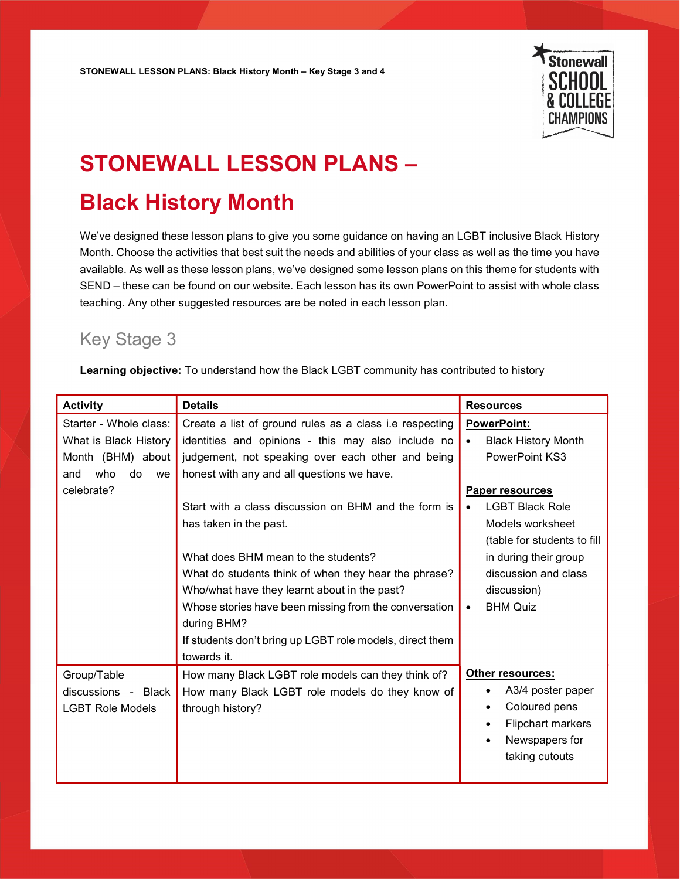# STONEWALL LESSON PLANS – Black History Month

We've designed these lesson plans to give you some guidance on having an LGBT inclusive Black History Month. Choose the activities that best suit the needs and abilities of your class as well as the time you have available. As well as these lesson plans, we've designed some lesson plans on this theme for students with SEND – these can be found on our website. Each lesson has its own PowerPoint to assist with whole class teaching. Any other suggested resources are be noted in each lesson plan.

## Key Stage 3

**Learning objective:** To understand how the Black LGBT community has contributed to history

| Activity | Details | Resources |
| --- | --- | --- |
| Starter - Whole class: What is Black History Month (BHM) about and who do we celebrate? | Create a list of ground rules as a class i.e respecting identities and opinions - this may also include no judgement, not speaking over each other and being honest with any and all questions we have.<br><br>Start with a class discussion on BHM and the form is has taken in the past.<br><br>What does BHM mean to the students?<br>What do students think of when they hear the phrase?<br>Who/what have they learnt about in the past?<br>Whose stories have been missing from the conversation during BHM?<br>If students don't bring up LGBT role models, direct them towards it. | **PowerPoint:**<br>• Black History Month PowerPoint KS3<br><br>**Paper resources**<br>• LGBT Black Role Models worksheet (table for students to fill in during their group discussion and class discussion)<br>• BHM Quiz |
| Group/Table discussions - Black LGBT Role Models | How many Black LGBT role models can they think of?<br>How many Black LGBT role models do they know of through history? | **Other resources:**<br>• A3/4 poster paper<br>• Coloured pens<br>• Flipchart markers<br>• Newspapers for taking cutouts |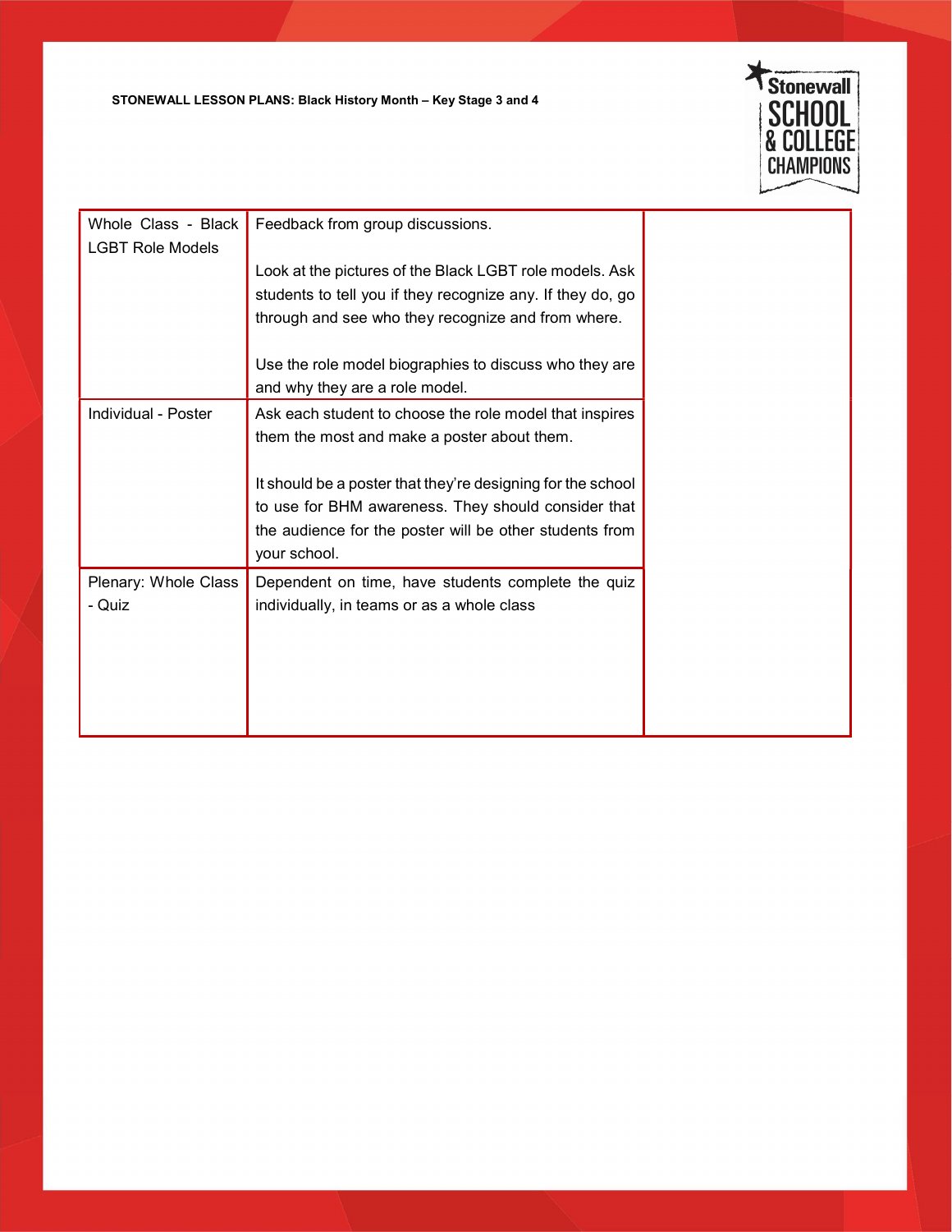| Whole Class - Black LGBT Role Models | Feedback from group discussions.<br><br>Look at the pictures of the Black LGBT role models. Ask students to tell you if they recognize any. If they do, go through and see who they recognize and from where.<br><br>Use the role model biographies to discuss who they are and why they are a role model. | |
|---|---|---|
| Individual - Poster | Ask each student to choose the role model that inspires them the most and make a poster about them.<br><br>It should be a poster that they're designing for the school to use for BHM awareness. They should consider that the audience for the poster will be other students from your school. | |
| Plenary: Whole Class - Quiz | Dependent on time, have students complete the quiz individually, in teams or as a whole class | |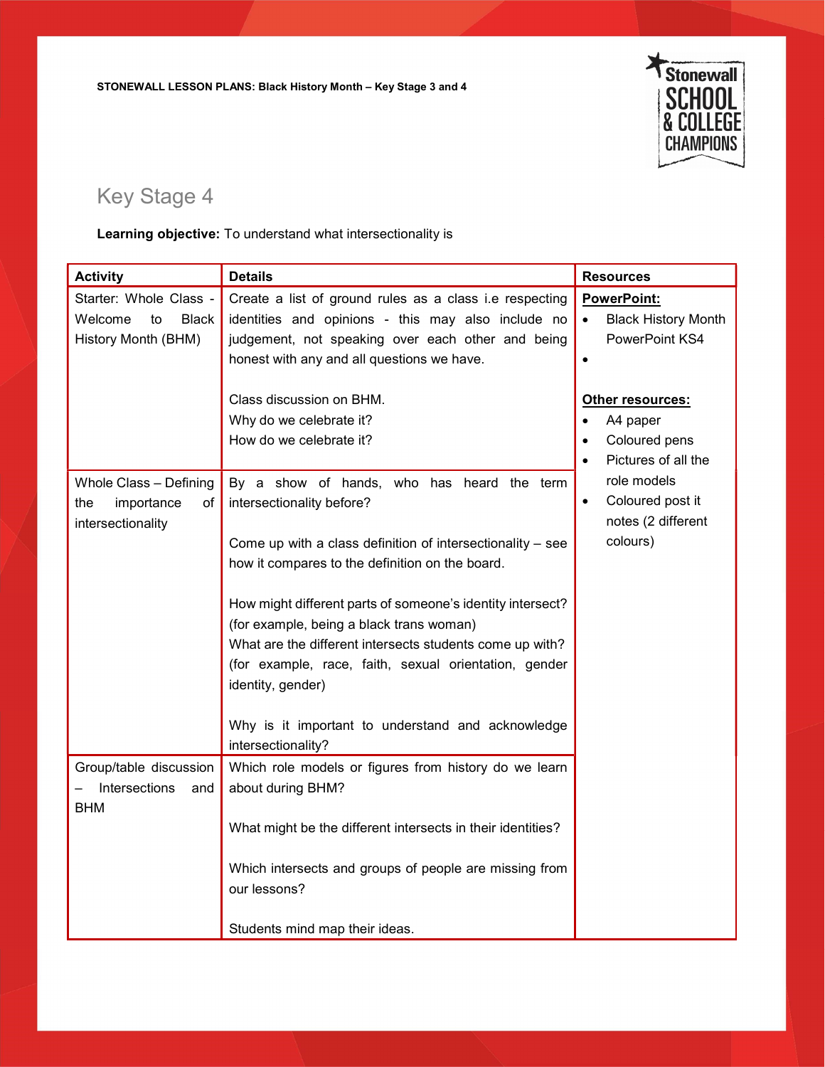## Key Stage 4

**Learning objective:** To understand what intersectionality is

| Activity | Details | Resources |
|---|---|---|
| Starter: Whole Class - Welcome to Black History Month (BHM) | Create a list of ground rules as a class i.e respecting identities and opinions - this may also include no judgement, not speaking over each other and being honest with any and all questions we have.<br><br>Class discussion on BHM.<br>Why do we celebrate it?<br>How do we celebrate it? | **PowerPoint:**<br>• Black History Month PowerPoint KS4<br>•<br><br>**Other resources:**<br>• A4 paper<br>• Coloured pens<br>• Pictures of all the role models<br>• Coloured post it notes (2 different colours) |
| Whole Class – Defining the importance of intersectionality | By a show of hands, who has heard the term intersectionality before?<br><br>Come up with a class definition of intersectionality – see how it compares to the definition on the board.<br><br>How might different parts of someone's identity intersect? (for example, being a black trans woman)<br>What are the different intersects students come up with? (for example, race, faith, sexual orientation, gender identity, gender)<br><br>Why is it important to understand and acknowledge intersectionality? | |
| Group/table discussion – Intersections and BHM | Which role models or figures from history do we learn about during BHM?<br><br>What might be the different intersects in their identities?<br><br>Which intersects and groups of people are missing from our lessons?<br><br>Students mind map their ideas. | |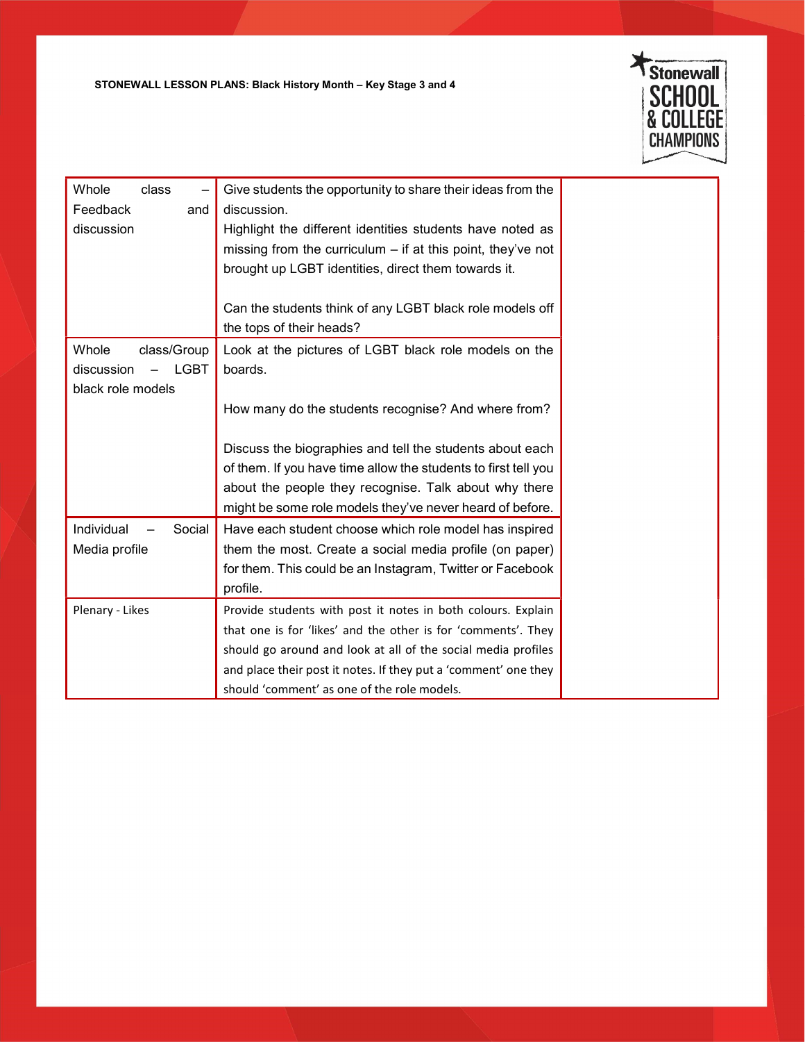| | | |
|---|---|---|
| Whole class – Feedback and discussion | Give students the opportunity to share their ideas from the discussion.<br>Highlight the different identities students have noted as missing from the curriculum – if at this point, they've not brought up LGBT identities, direct them towards it.<br><br>Can the students think of any LGBT black role models off the tops of their heads? | |
| Whole class/Group discussion – LGBT black role models | Look at the pictures of LGBT black role models on the boards.<br><br>How many do the students recognise? And where from?<br><br>Discuss the biographies and tell the students about each of them. If you have time allow the students to first tell you about the people they recognise. Talk about why there might be some role models they've never heard of before. | |
| Individual – Social Media profile | Have each student choose which role model has inspired them the most. Create a social media profile (on paper) for them. This could be an Instagram, Twitter or Facebook profile. | |
| Plenary - Likes | Provide students with post it notes in both colours. Explain that one is for 'likes' and the other is for 'comments'. They should go around and look at all of the social media profiles and place their post it notes. If they put a 'comment' one they should 'comment' as one of the role models. | |